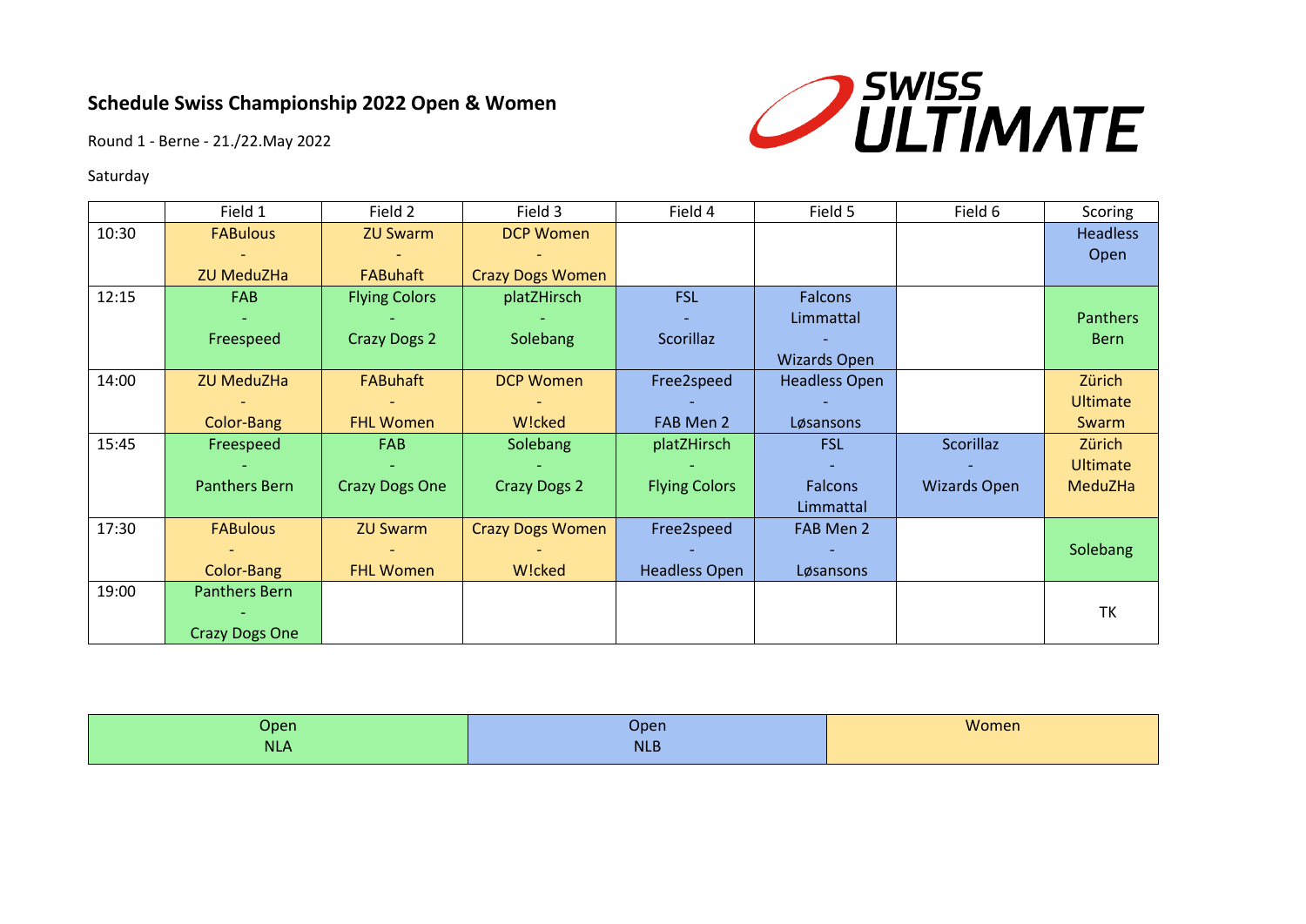**Schedule Swiss Championship 2022 Open & Women**

Round 1 - Berne - 21./22.May 2022

Saturday

| | Field 1 | Field 2 | Field 3 | Field 4 | Field 5 | Field 6 | Scoring |
|---|---|---|---|---|---|---|---|
| 10:30 | FABulous - ZU MeduZHa | ZU Swarm - FABuhaft | DCP Women - Crazy Dogs Women | | | | Headless Open |
| 12:15 | FAB - Freespeed | Flying Colors - Crazy Dogs 2 | platZHirsch - Solebang | FSL - Scorillaz | Falcons Limmattal - Wizards Open | | Panthers Bern |
| 14:00 | ZU MeduZHa - Color-Bang | FABuhaft - FHL Women | DCP Women - W!cked | Free2speed - FAB Men 2 | Headless Open - Løsansons | | Zürich Ultimate Swarm |
| 15:45 | Freespeed - Panthers Bern | FAB - Crazy Dogs One | Solebang - Crazy Dogs 2 | platZHirsch - Flying Colors | FSL - Falcons Limmattal | Scorillaz - Wizards Open | Zürich Ultimate MeduZHa |
| 17:30 | FABulous - Color-Bang | ZU Swarm - FHL Women | Crazy Dogs Women - W!cked | Free2speed - Headless Open | FAB Men 2 - Løsansons | | Solebang |
| 19:00 | Panthers Bern - Crazy Dogs One | | | | | | TK |

| Open NLA | Open NLB | Women |
|---|---|---|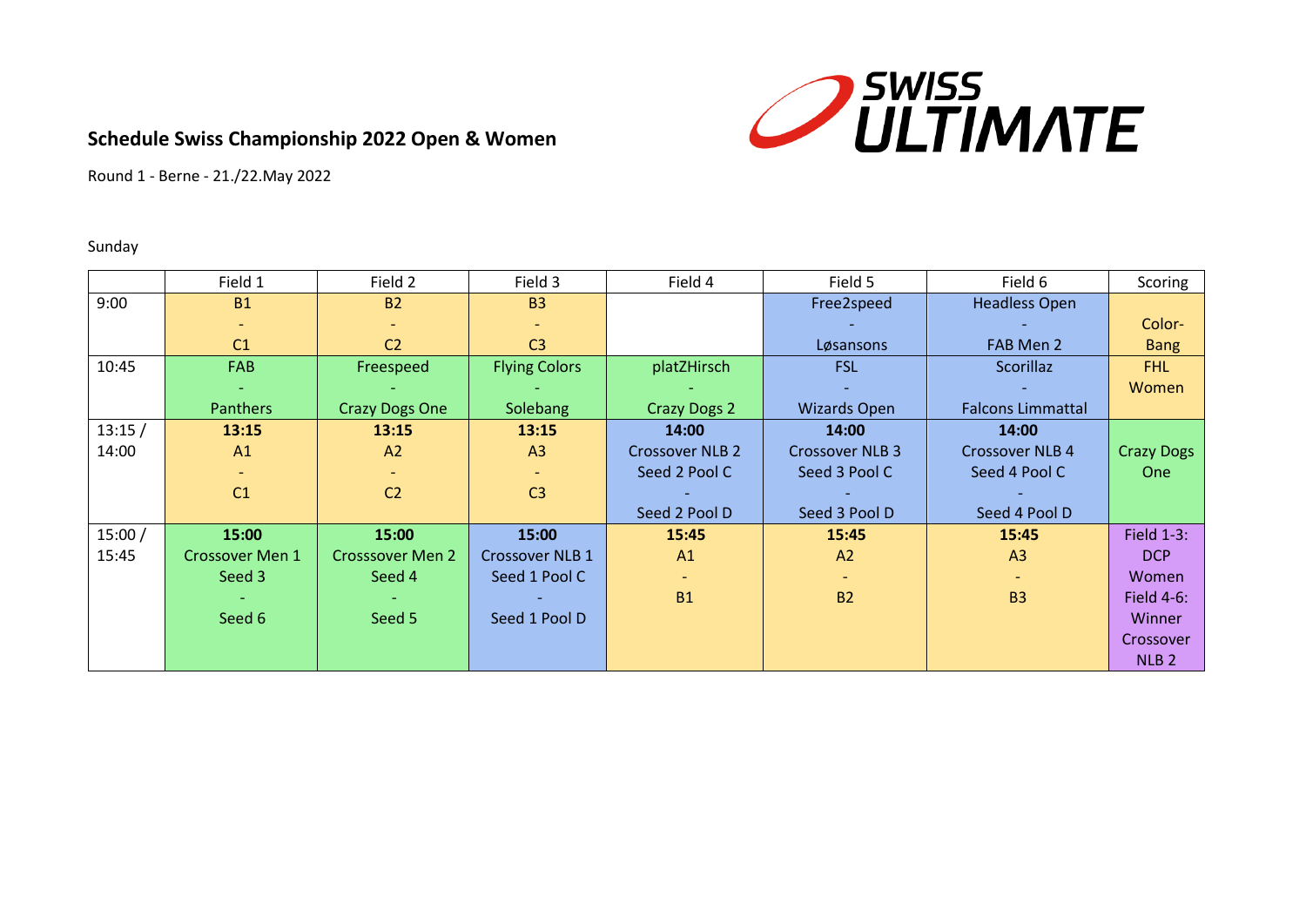**Schedule Swiss Championship 2022 Open & Women**

Round 1 - Berne - 21./22.May 2022

Sunday

| | Field 1 | Field 2 | Field 3 | Field 4 | Field 5 | Field 6 | Scoring |
|---|---|---|---|---|---|---|---|
| 9:00 | B1 - C1 | B2 - C2 | B3 - C3 | | Free2speed - Løsansons | Headless Open - FAB Men 2 | Color-Bang |
| 10:45 | FAB - Panthers | Freespeed - Crazy Dogs One | Flying Colors - Solebang | platZHirsch - Crazy Dogs 2 | FSL - Wizards Open | Scorillaz - Falcons Limmattal | FHL Women |
| 13:15 / 14:00 | **13:15** A1 - C1 | **13:15** A2 - C2 | **13:15** A3 - C3 | **14:00** Crossover NLB 2 Seed 2 Pool C - Seed 2 Pool D | **14:00** Crossover NLB 3 Seed 3 Pool C - Seed 3 Pool D | **14:00** Crossover NLB 4 Seed 4 Pool C - Seed 4 Pool D | Crazy Dogs One |
| 15:00 / 15:45 | **15:00** Crossover Men 1 Seed 3 - Seed 6 | **15:00** Crosssover Men 2 Seed 4 - Seed 5 | **15:00** Crossover NLB 1 Seed 1 Pool C - Seed 1 Pool D | **15:45** A1 - B1 | **15:45** A2 - B2 | **15:45** A3 - B3 | Field 1-3: DCP Women Field 4-6: Winner Crossover NLB 2 |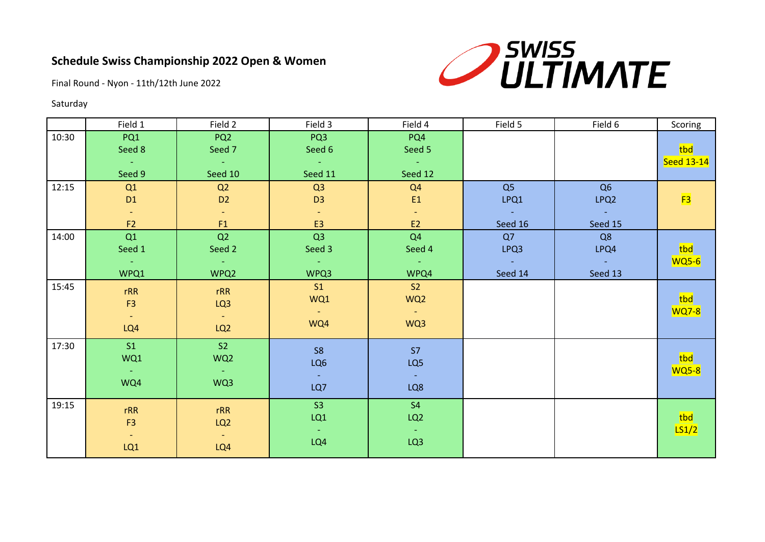**Schedule Swiss Championship 2022 Open & Women**

Final Round - Nyon - 11th/12th June 2022

Saturday

| | Field 1 | Field 2 | Field 3 | Field 4 | Field 5 | Field 6 | Scoring |
|---|---|---|---|---|---|---|---|
| 10:30 | PQ1<br>Seed 8<br>-<br>Seed 9 | PQ2<br>Seed 7<br>-<br>Seed 10 | PQ3<br>Seed 6<br>-<br>Seed 11 | PQ4<br>Seed 5<br>-<br>Seed 12 | | | tbd<br>Seed 13-14 |
| 12:15 | Q1<br>D1<br>-<br>F2 | Q2<br>D2<br>-<br>F1 | Q3<br>D3<br>-<br>E3 | Q4<br>E1<br>-<br>E2 | Q5<br>LPQ1<br>-<br>Seed 16 | Q6<br>LPQ2<br>-<br>Seed 15 | F3 |
| 14:00 | Q1<br>Seed 1<br>-<br>WPQ1 | Q2<br>Seed 2<br>-<br>WPQ2 | Q3<br>Seed 3<br>-<br>WPQ3 | Q4<br>Seed 4<br>-<br>WPQ4 | Q7<br>LPQ3<br>-<br>Seed 14 | Q8<br>LPQ4<br>-<br>Seed 13 | tbd<br>WQ5-6 |
| 15:45 | rRR<br>F3<br>-<br>LQ4 | rRR<br>LQ3<br>-<br>LQ2 | S1<br>WQ1<br>-<br>WQ4 | S2<br>WQ2<br>-<br>WQ3 | | | tbd<br>WQ7-8 |
| 17:30 | S1<br>WQ1<br>-<br>WQ4 | S2<br>WQ2<br>-<br>WQ3 | S8<br>LQ6<br>-<br>LQ7 | S7<br>LQ5<br>-<br>LQ8 | | | tbd<br>WQ5-8 |
| 19:15 | rRR<br>F3<br>-<br>LQ1 | rRR<br>LQ2<br>-<br>LQ4 | S3<br>LQ1<br>-<br>LQ4 | S4<br>LQ2<br>-<br>LQ3 | | | tbd<br>LS1/2 |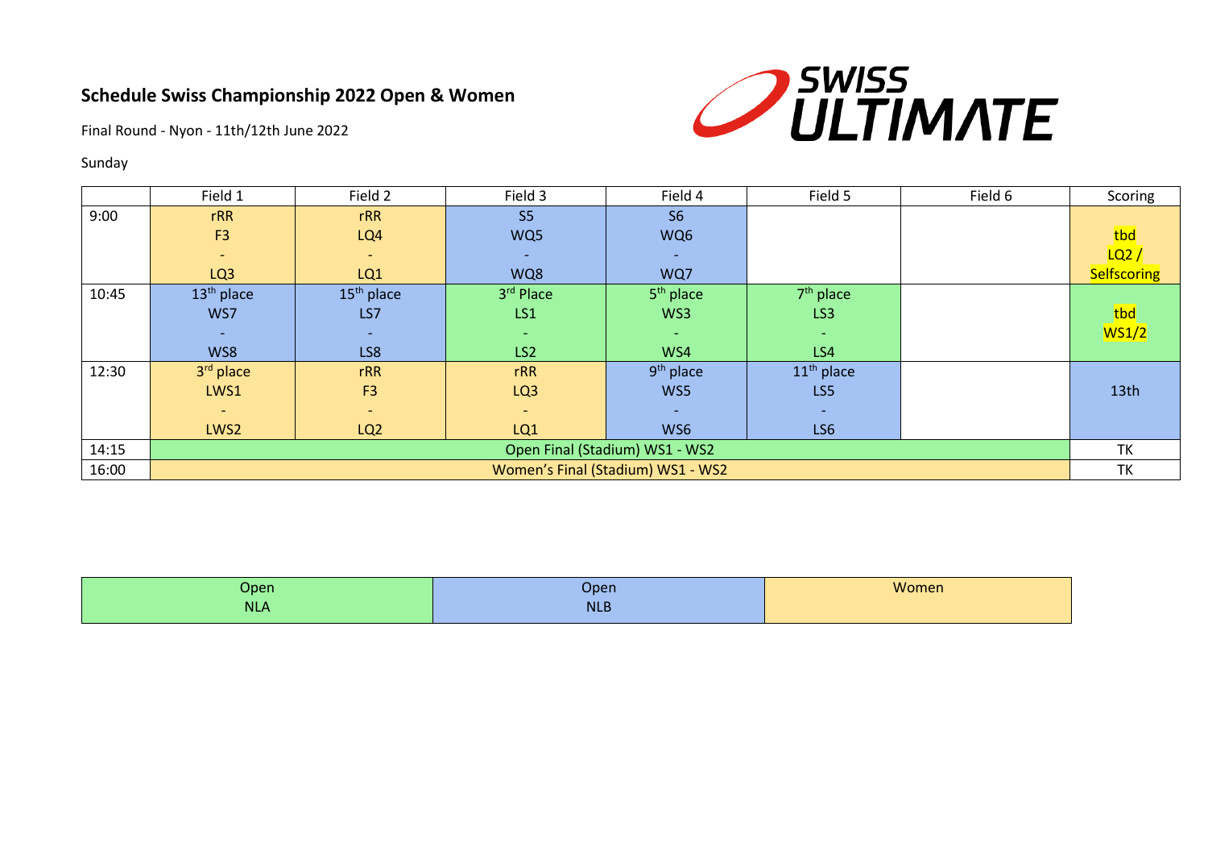**Schedule Swiss Championship 2022 Open & Women**

Final Round - Nyon - 11th/12th June 2022

Sunday

| | Field 1 | Field 2 | Field 3 | Field 4 | Field 5 | Field 6 | Scoring |
|---|---|---|---|---|---|---|---|
| 9:00 | rRR<br>F3<br>-<br>LQ3 | rRR<br>LQ4<br>-<br>LQ1 | S5<br>WQ5<br>-<br>WQ8 | S6<br>WQ6<br>-<br>WQ7 | | | tbd<br>LQ2 /<br>Selfscoring |
| 10:45 | 13th place<br>WS7<br>-<br>WS8 | 15th place<br>LS7<br>-<br>LS8 | 3rd Place<br>LS1<br>-<br>LS2 | 5th place<br>WS3<br>-<br>WS4 | 7th place<br>LS3<br>-<br>LS4 | | tbd<br>WS1/2 |
| 12:30 | 3rd place<br>LWS1<br>-<br>LWS2 | rRR<br>F3<br>-<br>LQ2 | rRR<br>LQ3<br>-<br>LQ1 | 9th place<br>WS5<br>-<br>WS6 | 11th place<br>LS5<br>-<br>LS6 | | 13th |
| 14:15 | Open Final (Stadium) WS1 - WS2 | | | | | | TK |
| 16:00 | Women's Final (Stadium) WS1 - WS2 | | | | | | TK |

| | | |
|---|---|---|
| Open<br>NLA | Open<br>NLB | Women |